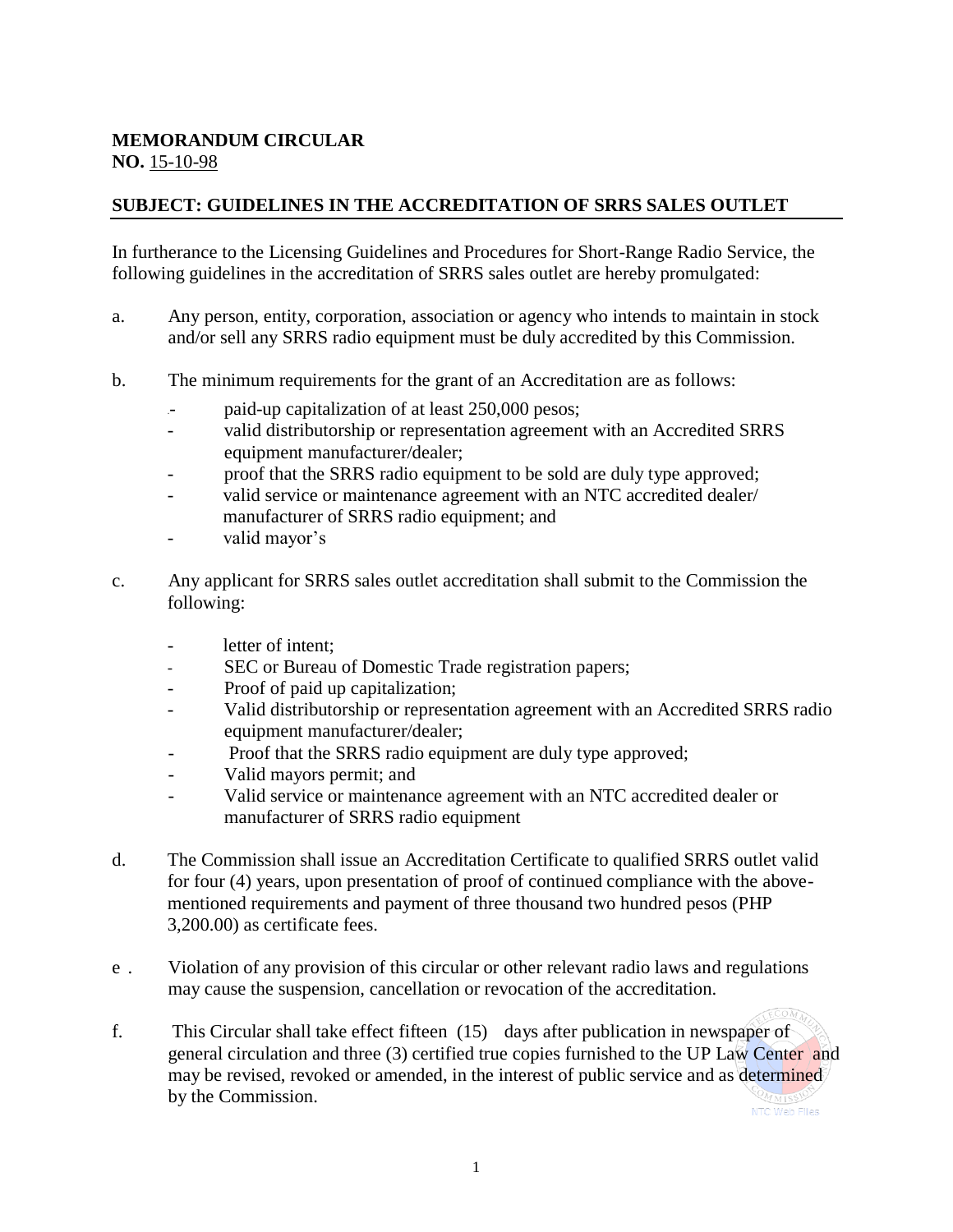**MEMORANDUM CIRCULAR**
**NO.** 15-10-98

## SUBJECT: GUIDELINES IN THE ACCREDITATION OF SRRS SALES OUTLET

In furtherance to the Licensing Guidelines and Procedures for Short-Range Radio Service, the following guidelines in the accreditation of SRRS sales outlet are hereby promulgated:

a. Any person, entity, corporation, association or agency who intends to maintain in stock and/or sell any SRRS radio equipment must be duly accredited by this Commission.

b. The minimum requirements for the grant of an Accreditation are as follows:

   - paid-up capitalization of at least 250,000 pesos;
   - valid distributorship or representation agreement with an Accredited SRRS equipment manufacturer/dealer;
   - proof that the SRRS radio equipment to be sold are duly type approved;
   - valid service or maintenance agreement with an NTC accredited dealer/ manufacturer of SRRS radio equipment; and
   - valid mayor's

c. Any applicant for SRRS sales outlet accreditation shall submit to the Commission the following:

   - letter of intent;
   - SEC or Bureau of Domestic Trade registration papers;
   - Proof of paid up capitalization;
   - Valid distributorship or representation agreement with an Accredited SRRS radio equipment manufacturer/dealer;
   - Proof that the SRRS radio equipment are duly type approved;
   - Valid mayors permit; and
   - Valid service or maintenance agreement with an NTC accredited dealer or manufacturer of SRRS radio equipment

d. The Commission shall issue an Accreditation Certificate to qualified SRRS outlet valid for four (4) years, upon presentation of proof of continued compliance with the above-mentioned requirements and payment of three thousand two hundred pesos (PHP 3,200.00) as certificate fees.

e. Violation of any provision of this circular or other relevant radio laws and regulations may cause the suspension, cancellation or revocation of the accreditation.

f. This Circular shall take effect fifteen (15) days after publication in newspaper of general circulation and three (3) certified true copies furnished to the UP Law Center and may be revised, revoked or amended, in the interest of public service and as determined by the Commission.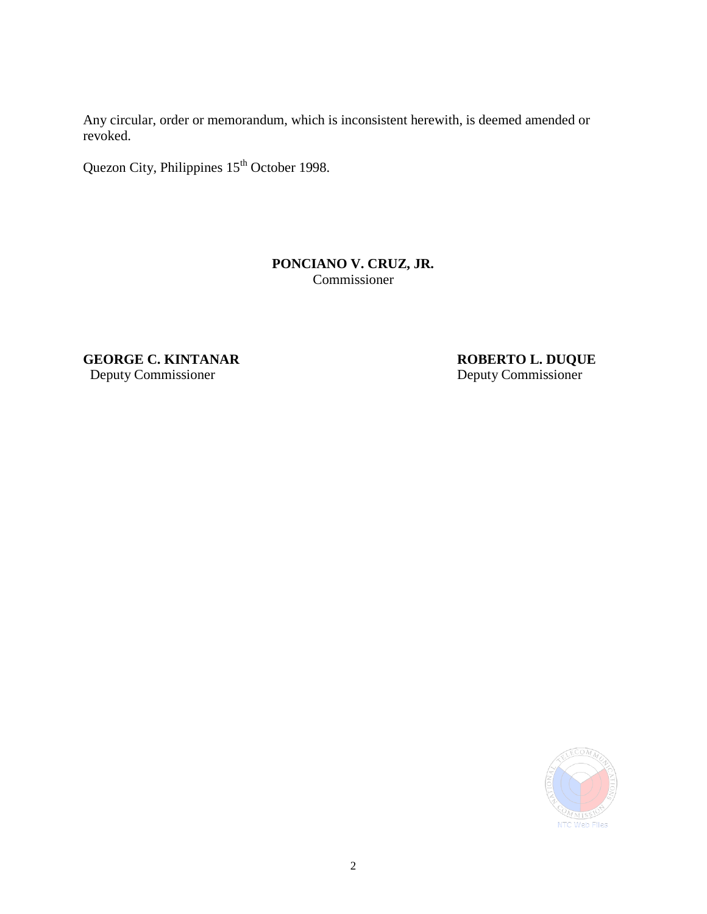Any circular, order or memorandum, which is inconsistent herewith, is deemed amended or revoked.

Quezon City, Philippines 15th October 1998.

**PONCIANO V. CRUZ, JR.**
Commissioner

**GEORGE C. KINTANAR**
Deputy Commissioner

**ROBERTO L. DUQUE**
Deputy Commissioner